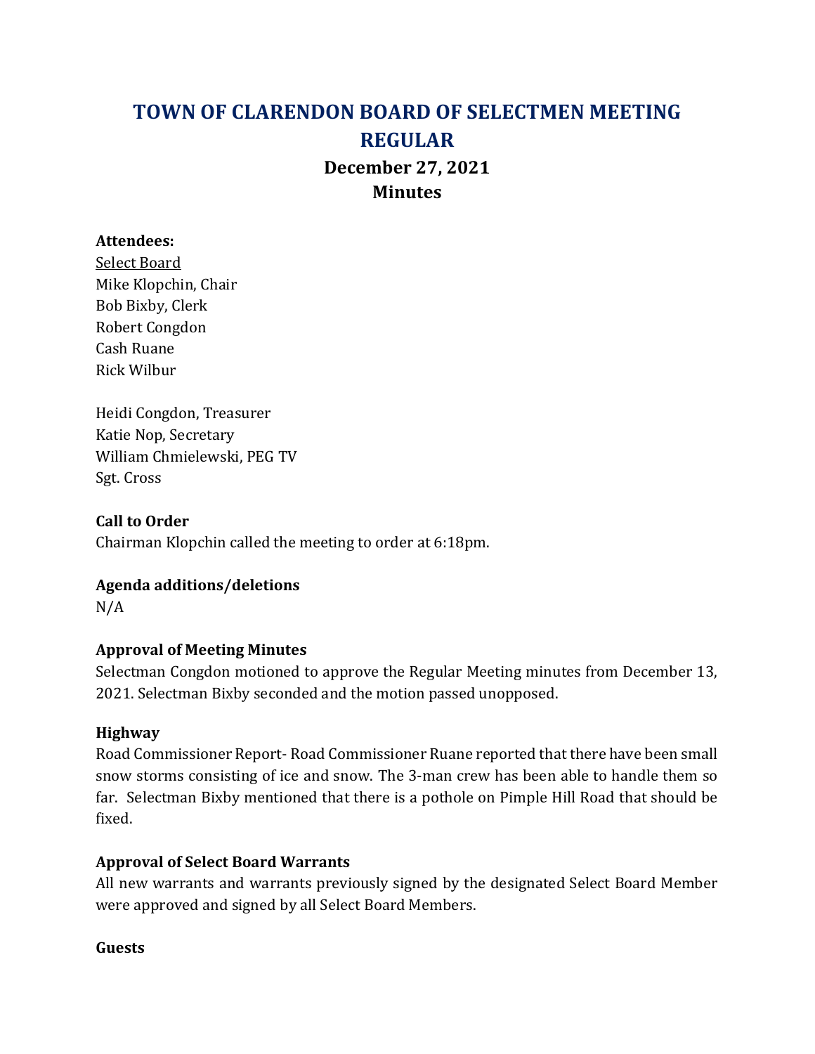# TOWN OF CLARENDON BOARD OF SELECTMEN MEETING REGULAR

## December 27, 2021
## Minutes

**Attendees:**

Select Board
Mike Klopchin, Chair
Bob Bixby, Clerk
Robert Congdon
Cash Ruane
Rick Wilbur

Heidi Congdon, Treasurer
Katie Nop, Secretary
William Chmielewski, PEG TV
Sgt. Cross

**Call to Order**

Chairman Klopchin called the meeting to order at 6:18pm.

**Agenda additions/deletions**

N/A

**Approval of Meeting Minutes**

Selectman Congdon motioned to approve the Regular Meeting minutes from December 13, 2021. Selectman Bixby seconded and the motion passed unopposed.

**Highway**

Road Commissioner Report- Road Commissioner Ruane reported that there have been small snow storms consisting of ice and snow. The 3-man crew has been able to handle them so far. Selectman Bixby mentioned that there is a pothole on Pimple Hill Road that should be fixed.

**Approval of Select Board Warrants**

All new warrants and warrants previously signed by the designated Select Board Member were approved and signed by all Select Board Members.

**Guests**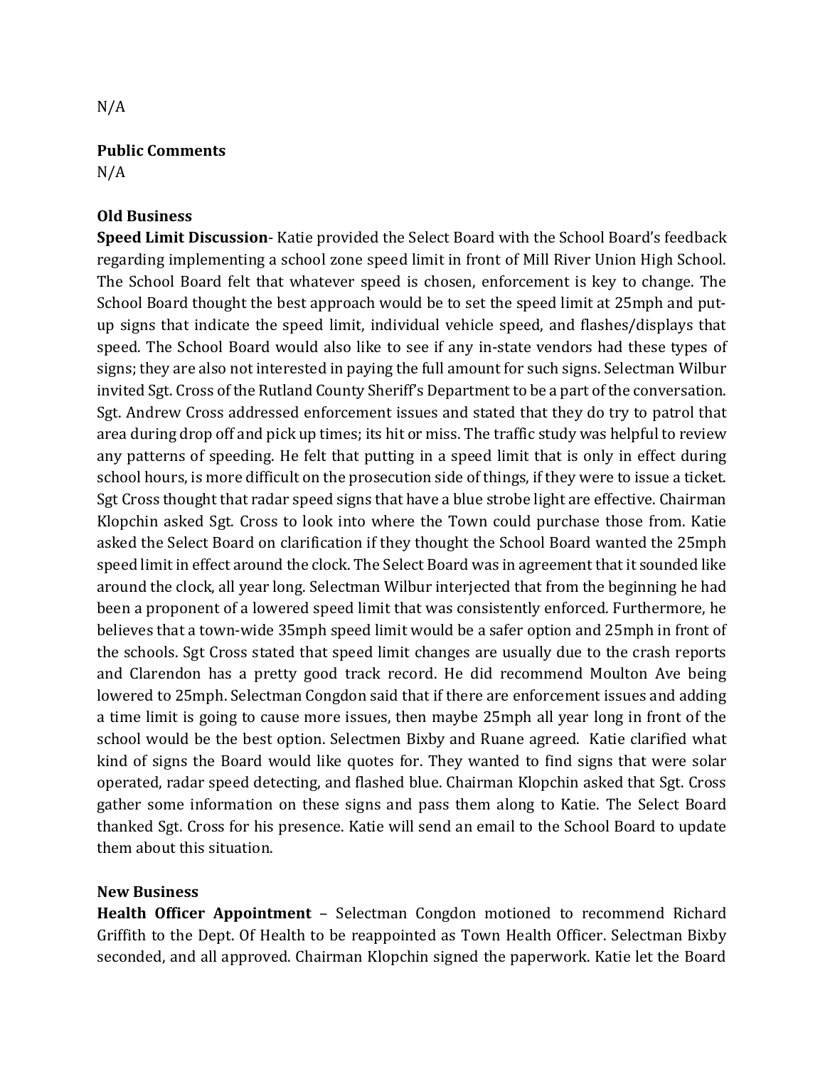N/A

**Public Comments**
N/A

**Old Business**
**Speed Limit Discussion**- Katie provided the Select Board with the School Board's feedback regarding implementing a school zone speed limit in front of Mill River Union High School. The School Board felt that whatever speed is chosen, enforcement is key to change. The School Board thought the best approach would be to set the speed limit at 25mph and put-up signs that indicate the speed limit, individual vehicle speed, and flashes/displays that speed. The School Board would also like to see if any in-state vendors had these types of signs; they are also not interested in paying the full amount for such signs. Selectman Wilbur invited Sgt. Cross of the Rutland County Sheriff's Department to be a part of the conversation. Sgt. Andrew Cross addressed enforcement issues and stated that they do try to patrol that area during drop off and pick up times; its hit or miss. The traffic study was helpful to review any patterns of speeding. He felt that putting in a speed limit that is only in effect during school hours, is more difficult on the prosecution side of things, if they were to issue a ticket. Sgt Cross thought that radar speed signs that have a blue strobe light are effective. Chairman Klopchin asked Sgt. Cross to look into where the Town could purchase those from. Katie asked the Select Board on clarification if they thought the School Board wanted the 25mph speed limit in effect around the clock. The Select Board was in agreement that it sounded like around the clock, all year long. Selectman Wilbur interjected that from the beginning he had been a proponent of a lowered speed limit that was consistently enforced. Furthermore, he believes that a town-wide 35mph speed limit would be a safer option and 25mph in front of the schools. Sgt Cross stated that speed limit changes are usually due to the crash reports and Clarendon has a pretty good track record. He did recommend Moulton Ave being lowered to 25mph. Selectman Congdon said that if there are enforcement issues and adding a time limit is going to cause more issues, then maybe 25mph all year long in front of the school would be the best option. Selectmen Bixby and Ruane agreed. Katie clarified what kind of signs the Board would like quotes for. They wanted to find signs that were solar operated, radar speed detecting, and flashed blue. Chairman Klopchin asked that Sgt. Cross gather some information on these signs and pass them along to Katie. The Select Board thanked Sgt. Cross for his presence. Katie will send an email to the School Board to update them about this situation.

**New Business**
**Health Officer Appointment** – Selectman Congdon motioned to recommend Richard Griffith to the Dept. Of Health to be reappointed as Town Health Officer. Selectman Bixby seconded, and all approved. Chairman Klopchin signed the paperwork. Katie let the Board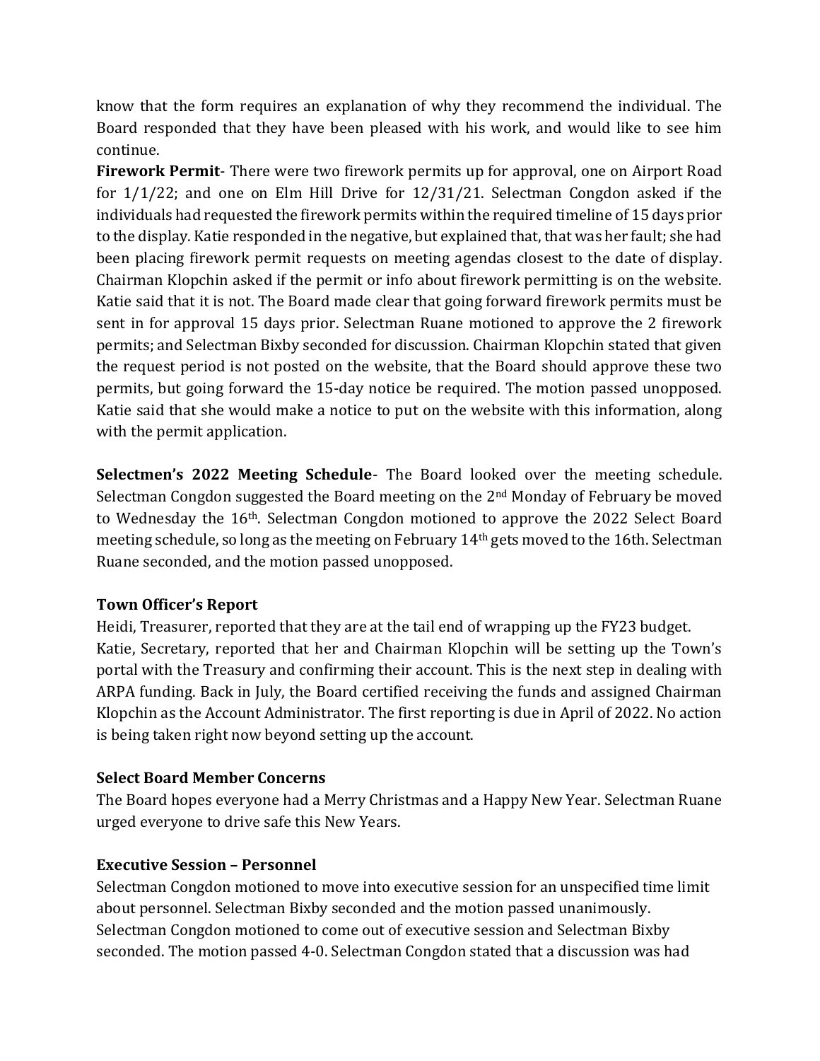know that the form requires an explanation of why they recommend the individual. The Board responded that they have been pleased with his work, and would like to see him continue.

**Firework Permit**- There were two firework permits up for approval, one on Airport Road for 1/1/22; and one on Elm Hill Drive for 12/31/21. Selectman Congdon asked if the individuals had requested the firework permits within the required timeline of 15 days prior to the display. Katie responded in the negative, but explained that, that was her fault; she had been placing firework permit requests on meeting agendas closest to the date of display. Chairman Klopchin asked if the permit or info about firework permitting is on the website. Katie said that it is not. The Board made clear that going forward firework permits must be sent in for approval 15 days prior. Selectman Ruane motioned to approve the 2 firework permits; and Selectman Bixby seconded for discussion. Chairman Klopchin stated that given the request period is not posted on the website, that the Board should approve these two permits, but going forward the 15-day notice be required. The motion passed unopposed. Katie said that she would make a notice to put on the website with this information, along with the permit application.

**Selectmen's 2022 Meeting Schedule**- The Board looked over the meeting schedule. Selectman Congdon suggested the Board meeting on the 2nd Monday of February be moved to Wednesday the 16th. Selectman Congdon motioned to approve the 2022 Select Board meeting schedule, so long as the meeting on February 14th gets moved to the 16th. Selectman Ruane seconded, and the motion passed unopposed.

### Town Officer's Report

Heidi, Treasurer, reported that they are at the tail end of wrapping up the FY23 budget.
Katie, Secretary, reported that her and Chairman Klopchin will be setting up the Town's portal with the Treasury and confirming their account. This is the next step in dealing with ARPA funding. Back in July, the Board certified receiving the funds and assigned Chairman Klopchin as the Account Administrator. The first reporting is due in April of 2022. No action is being taken right now beyond setting up the account.

### Select Board Member Concerns

The Board hopes everyone had a Merry Christmas and a Happy New Year. Selectman Ruane urged everyone to drive safe this New Years.

### Executive Session – Personnel

Selectman Congdon motioned to move into executive session for an unspecified time limit about personnel. Selectman Bixby seconded and the motion passed unanimously.
Selectman Congdon motioned to come out of executive session and Selectman Bixby seconded. The motion passed 4-0. Selectman Congdon stated that a discussion was had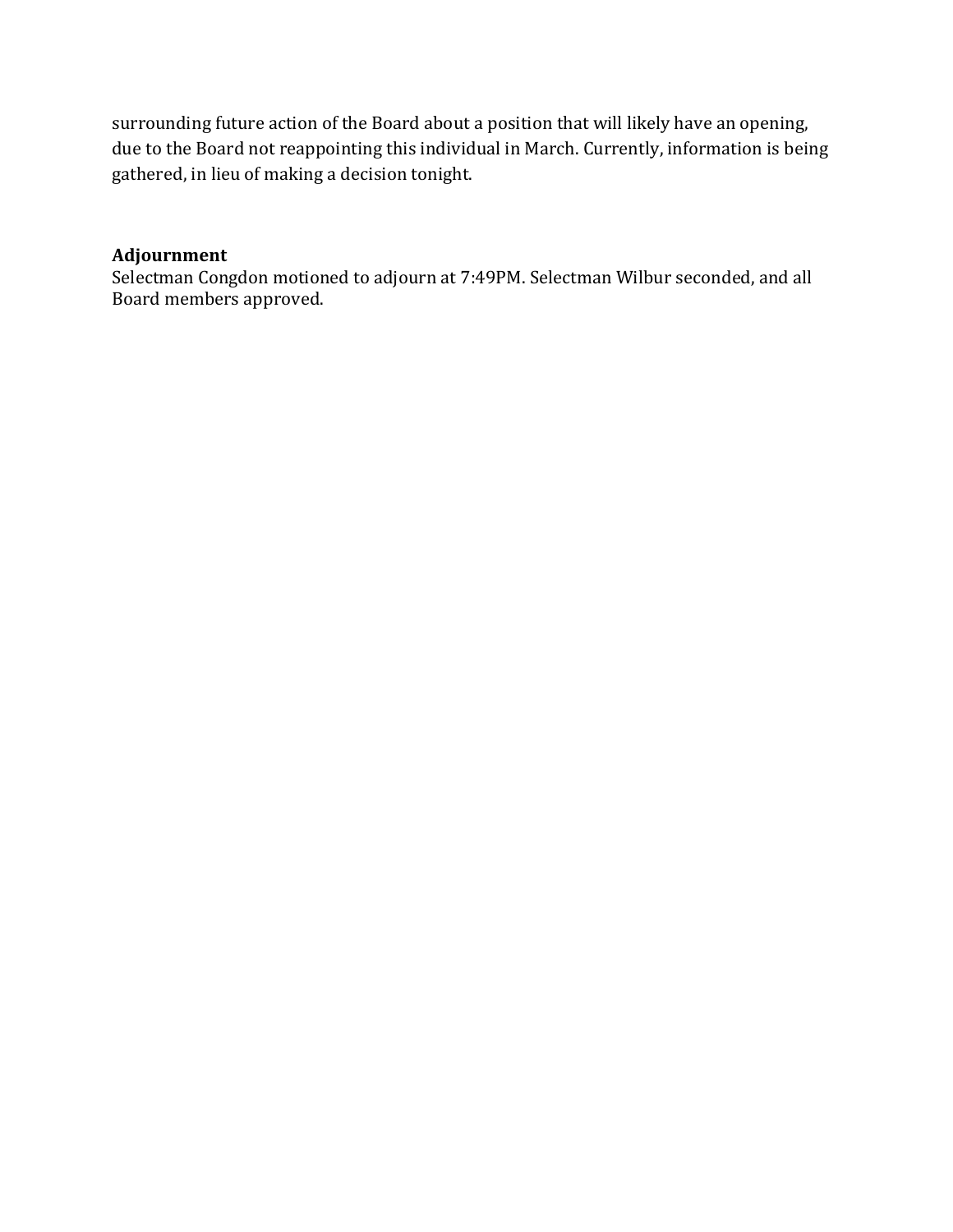surrounding future action of the Board about a position that will likely have an opening, due to the Board not reappointing this individual in March. Currently, information is being gathered, in lieu of making a decision tonight.

**Adjournment**
Selectman Congdon motioned to adjourn at 7:49PM. Selectman Wilbur seconded, and all Board members approved.